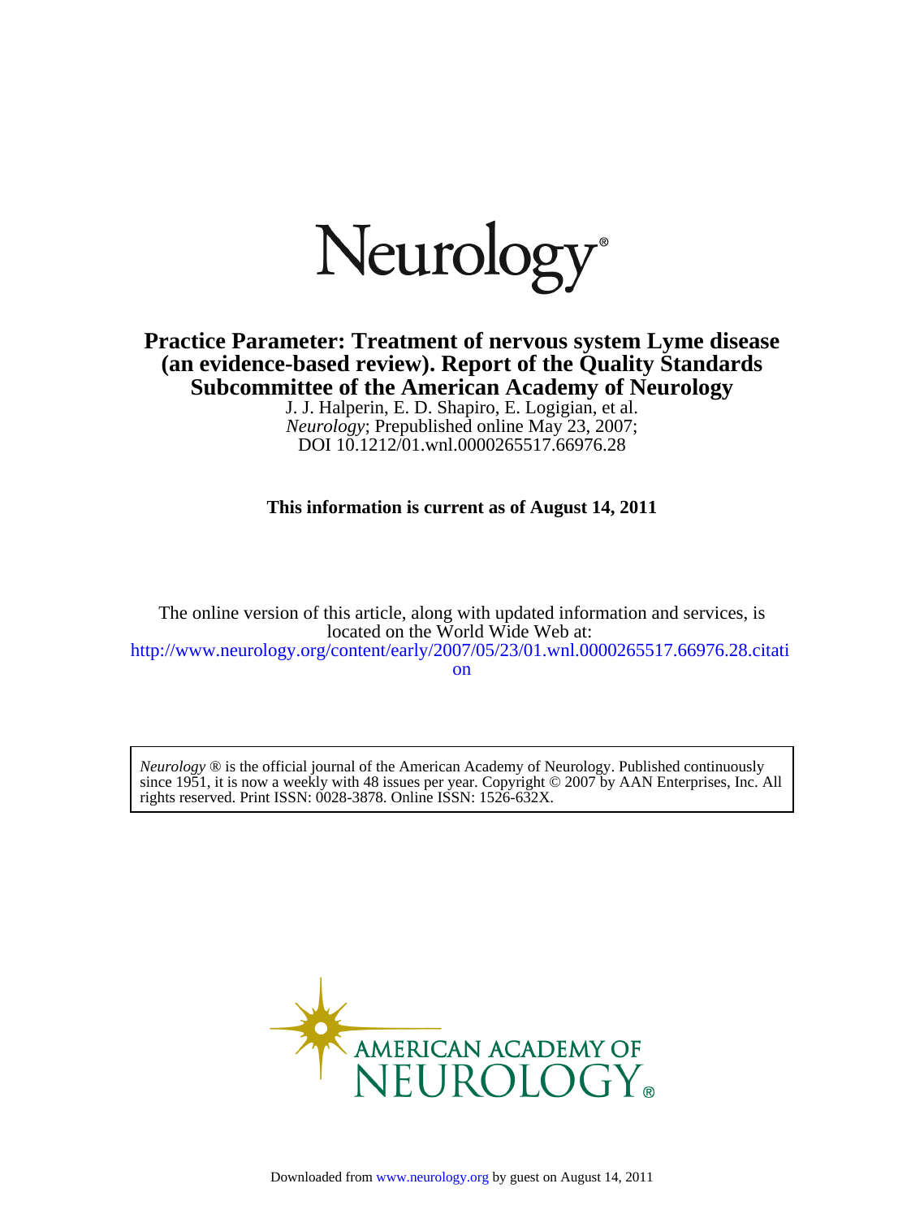# Neurology®

## Practice Parameter: Treatment of nervous system Lyme disease (an evidence-based review). Report of the Quality Standards Subcommittee of the American Academy of Neurology

J. J. Halperin, E. D. Shapiro, E. Logigian, et al.
*Neurology*; Prepublished online May 23, 2007;
DOI 10.1212/01.wnl.0000265517.66976.28

**This information is current as of August 14, 2011**

The online version of this article, along with updated information and services, is located on the World Wide Web at:
http://www.neurology.org/content/early/2007/05/23/01.wnl.0000265517.66976.28.citation

*Neurology* ® is the official journal of the American Academy of Neurology. Published continuously since 1951, it is now a weekly with 48 issues per year. Copyright © 2007 by AAN Enterprises, Inc. All rights reserved. Print ISSN: 0028-3878. Online ISSN: 1526-632X.

AMERICAN ACADEMY OF NEUROLOGY®

Downloaded from www.neurology.org by guest on August 14, 2011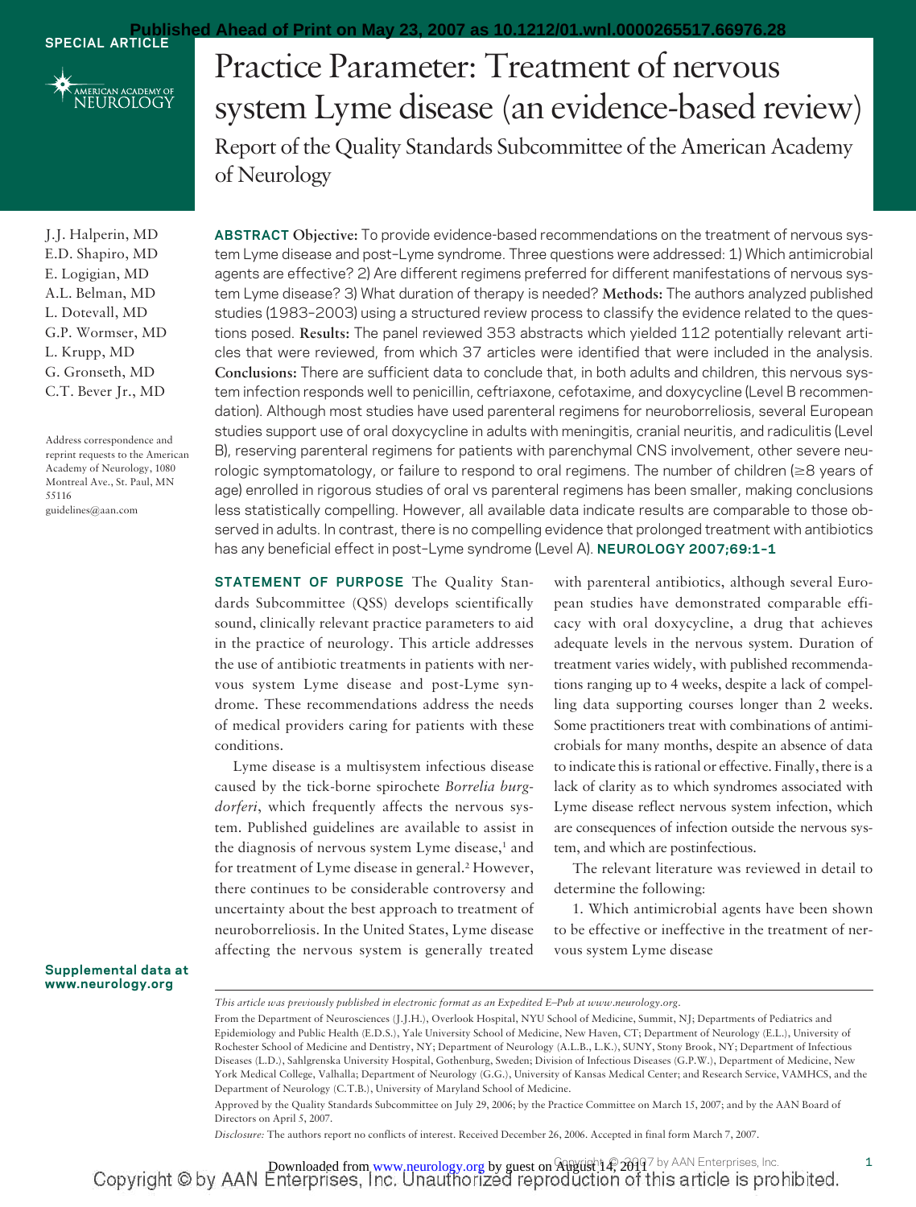SPECIAL ARTICLE

# Practice Parameter: Treatment of nervous system Lyme disease (an evidence-based review)

## Report of the Quality Standards Subcommittee of the American Academy of Neurology

J.J. Halperin, MD
E.D. Shapiro, MD
E. Logigian, MD
A.L. Belman, MD
L. Dotevall, MD
G.P. Wormser, MD
L. Krupp, MD
G. Gronseth, MD
C.T. Bever Jr., MD

Address correspondence and reprint requests to the American Academy of Neurology, 1080 Montreal Ave., St. Paul, MN 55116
guidelines@aan.com

**ABSTRACT Objective:** To provide evidence-based recommendations on the treatment of nervous system Lyme disease and post–Lyme syndrome. Three questions were addressed: 1) Which antimicrobial agents are effective? 2) Are different regimens preferred for different manifestations of nervous system Lyme disease? 3) What duration of therapy is needed? **Methods:** The authors analyzed published studies (1983–2003) using a structured review process to classify the evidence related to the questions posed. **Results:** The panel reviewed 353 abstracts which yielded 112 potentially relevant articles that were reviewed, from which 37 articles were identified that were included in the analysis. **Conclusions:** There are sufficient data to conclude that, in both adults and children, this nervous system infection responds well to penicillin, ceftriaxone, cefotaxime, and doxycycline (Level B recommendation). Although most studies have used parenteral regimens for neuroborreliosis, several European studies support use of oral doxycycline in adults with meningitis, cranial neuritis, and radiculitis (Level B), reserving parenteral regimens for patients with parenchymal CNS involvement, other severe neurologic symptomatology, or failure to respond to oral regimens. The number of children (≥8 years of age) enrolled in rigorous studies of oral vs parenteral regimens has been smaller, making conclusions less statistically compelling. However, all available data indicate results are comparable to those observed in adults. In contrast, there is no compelling evidence that prolonged treatment with antibiotics has any beneficial effect in post–Lyme syndrome (Level A). **NEUROLOGY 2007;69:1–1**

**STATEMENT OF PURPOSE** The Quality Standards Subcommittee (QSS) develops scientifically sound, clinically relevant practice parameters to aid in the practice of neurology. This article addresses the use of antibiotic treatments in patients with nervous system Lyme disease and post-Lyme syndrome. These recommendations address the needs of medical providers caring for patients with these conditions.

Lyme disease is a multisystem infectious disease caused by the tick-borne spirochete *Borrelia burgdorferi*, which frequently affects the nervous system. Published guidelines are available to assist in the diagnosis of nervous system Lyme disease,[1] and for treatment of Lyme disease in general.[2] However, there continues to be considerable controversy and uncertainty about the best approach to treatment of neuroborreliosis. In the United States, Lyme disease affecting the nervous system is generally treated with parenteral antibiotics, although several European studies have demonstrated comparable efficacy with oral doxycycline, a drug that achieves adequate levels in the nervous system. Duration of treatment varies widely, with published recommendations ranging up to 4 weeks, despite a lack of compelling data supporting courses longer than 2 weeks. Some practitioners treat with combinations of antimicrobials for many months, despite an absence of data to indicate this is rational or effective. Finally, there is a lack of clarity as to which syndromes associated with Lyme disease reflect nervous system infection, which are consequences of infection outside the nervous system, and which are postinfectious.

The relevant literature was reviewed in detail to determine the following:

1. Which antimicrobial agents have been shown to be effective or ineffective in the treatment of nervous system Lyme disease

Supplemental data at www.neurology.org

*This article was previously published in electronic format as an Expedited E-Pub at www.neurology.org.*

From the Department of Neurosciences (J.J.H.), Overlook Hospital, NYU School of Medicine, Summit, NJ; Departments of Pediatrics and Epidemiology and Public Health (E.D.S.), Yale University School of Medicine, New Haven, CT; Department of Neurology (E.L.), University of Rochester School of Medicine and Dentistry, NY; Department of Neurology (A.L.B., L.K.), SUNY, Stony Brook, NY; Department of Infectious Diseases (L.D.), Sahlgrenska University Hospital, Gothenburg, Sweden; Division of Infectious Diseases (G.P.W.), Department of Medicine, New York Medical College, Valhalla; Department of Neurology (G.G.), University of Kansas Medical Center; and Research Service, VAMHCS, and the Department of Neurology (C.T.B.), University of Maryland School of Medicine.

Approved by the Quality Standards Subcommittee on July 29, 2006; by the Practice Committee on March 15, 2007; and by the AAN Board of Directors on April 5, 2007.

*Disclosure:* The authors report no conflicts of interest. Received December 26, 2006. Accepted in final form March 7, 2007.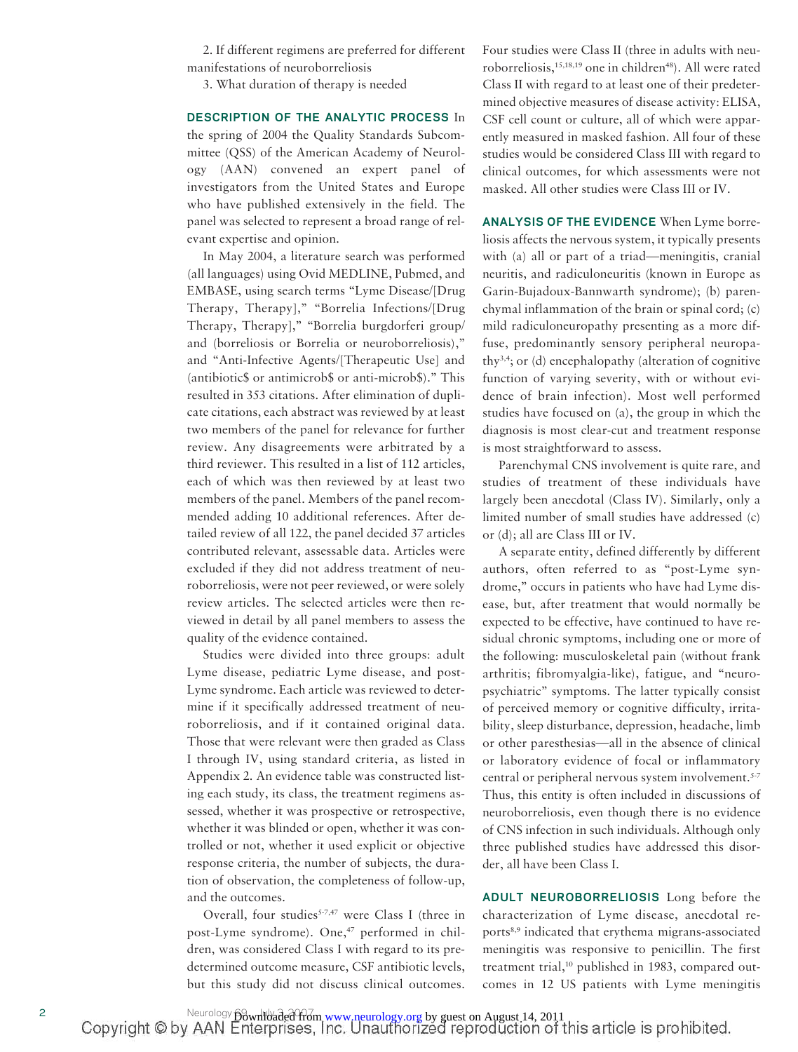2. If different regimens are preferred for different manifestations of neuroborreliosis

3. What duration of therapy is needed

**DESCRIPTION OF THE ANALYTIC PROCESS** In the spring of 2004 the Quality Standards Subcommittee (QSS) of the American Academy of Neurology (AAN) convened an expert panel of investigators from the United States and Europe who have published extensively in the field. The panel was selected to represent a broad range of relevant expertise and opinion.

In May 2004, a literature search was performed (all languages) using Ovid MEDLINE, Pubmed, and EMBASE, using search terms "Lyme Disease/[Drug Therapy, Therapy]," "Borrelia Infections/[Drug Therapy, Therapy]," "Borrelia burgdorferi group/ and (borreliosis or Borrelia or neuroborreliosis)," and "Anti-Infective Agents/[Therapeutic Use] and (antibiotic$ or antimicrob$ or anti-microb$)." This resulted in 353 citations. After elimination of duplicate citations, each abstract was reviewed by at least two members of the panel for relevance for further review. Any disagreements were arbitrated by a third reviewer. This resulted in a list of 112 articles, each of which was then reviewed by at least two members of the panel. Members of the panel recommended adding 10 additional references. After detailed review of all 122, the panel decided 37 articles contributed relevant, assessable data. Articles were excluded if they did not address treatment of neuroborreliosis, were not peer reviewed, or were solely review articles. The selected articles were then reviewed in detail by all panel members to assess the quality of the evidence contained.

Studies were divided into three groups: adult Lyme disease, pediatric Lyme disease, and post-Lyme syndrome. Each article was reviewed to determine if it specifically addressed treatment of neuroborreliosis, and if it contained original data. Those that were relevant were then graded as Class I through IV, using standard criteria, as listed in Appendix 2. An evidence table was constructed listing each study, its class, the treatment regimens assessed, whether it was prospective or retrospective, whether it was blinded or open, whether it was controlled or not, whether it used explicit or objective response criteria, the number of subjects, the duration of observation, the completeness of follow-up, and the outcomes.

Overall, four studies[5-7,47] were Class I (three in post-Lyme syndrome). One,[47] performed in children, was considered Class I with regard to its predetermined outcome measure, CSF antibiotic levels, but this study did not discuss clinical outcomes. Four studies were Class II (three in adults with neuroborreliosis,[15,18,19] one in children[48]). All were rated Class II with regard to at least one of their predetermined objective measures of disease activity: ELISA, CSF cell count or culture, all of which were apparently measured in masked fashion. All four of these studies would be considered Class III with regard to clinical outcomes, for which assessments were not masked. All other studies were Class III or IV.

**ANALYSIS OF THE EVIDENCE** When Lyme borreliosis affects the nervous system, it typically presents with (a) all or part of a triad—meningitis, cranial neuritis, and radiculoneuritis (known in Europe as Garin-Bujadoux-Bannwarth syndrome); (b) parenchymal inflammation of the brain or spinal cord; (c) mild radiculoneuropathy presenting as a more diffuse, predominantly sensory peripheral neuropathy[3,4]; or (d) encephalopathy (alteration of cognitive function of varying severity, with or without evidence of brain infection). Most well performed studies have focused on (a), the group in which the diagnosis is most clear-cut and treatment response is most straightforward to assess.

Parenchymal CNS involvement is quite rare, and studies of treatment of these individuals have largely been anecdotal (Class IV). Similarly, only a limited number of small studies have addressed (c) or (d); all are Class III or IV.

A separate entity, defined differently by different authors, often referred to as "post-Lyme syndrome," occurs in patients who have had Lyme disease, but, after treatment that would normally be expected to be effective, have continued to have residual chronic symptoms, including one or more of the following: musculoskeletal pain (without frank arthritis; fibromyalgia-like), fatigue, and "neuropsychiatric" symptoms. The latter typically consist of perceived memory or cognitive difficulty, irritability, sleep disturbance, depression, headache, limb or other paresthesias—all in the absence of clinical or laboratory evidence of focal or inflammatory central or peripheral nervous system involvement.[5-7] Thus, this entity is often included in discussions of neuroborreliosis, even though there is no evidence of CNS infection in such individuals. Although only three published studies have addressed this disorder, all have been Class I.

**ADULT NEUROBORRELIOSIS** Long before the characterization of Lyme disease, anecdotal reports[8,9] indicated that erythema migrans-associated meningitis was responsive to penicillin. The first treatment trial,[10] published in 1983, compared outcomes in 12 US patients with Lyme meningitis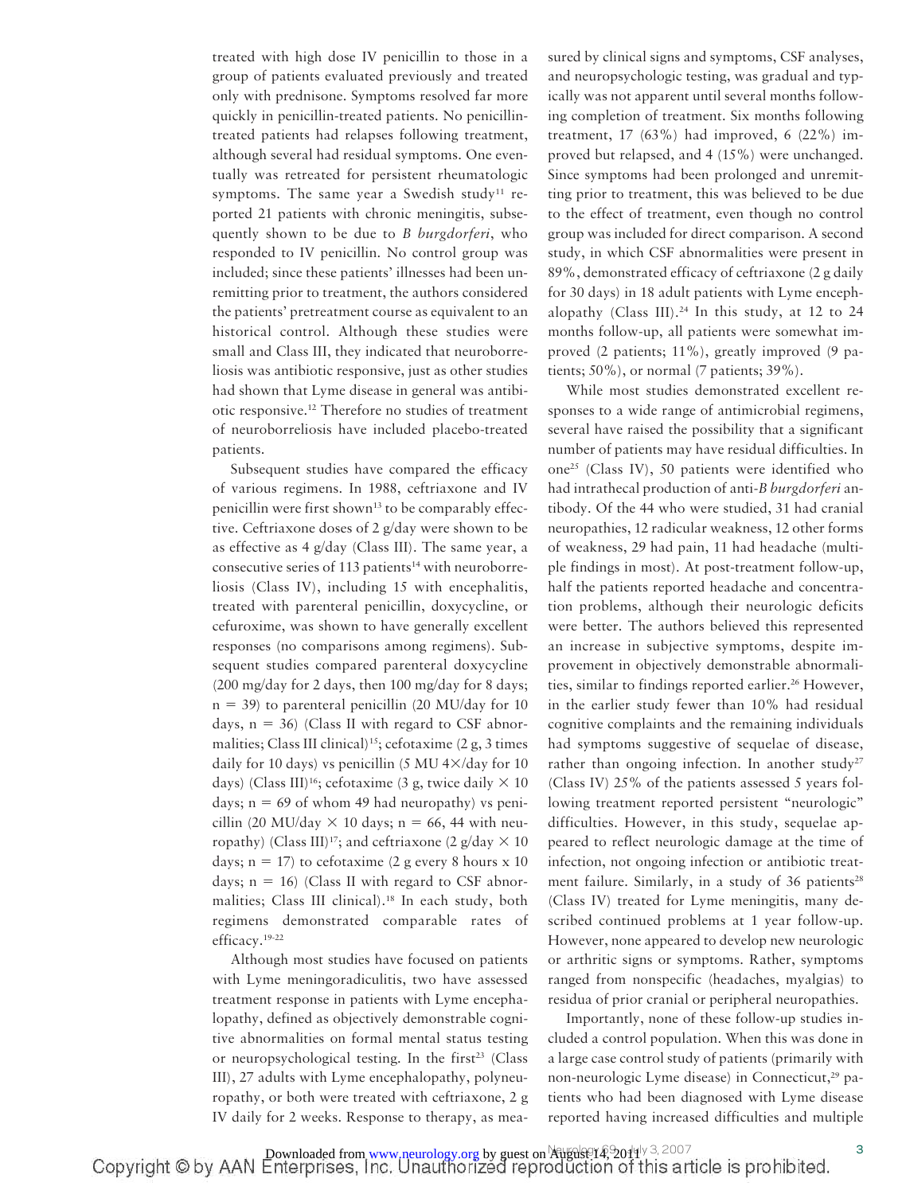treated with high dose IV penicillin to those in a group of patients evaluated previously and treated only with prednisone. Symptoms resolved far more quickly in penicillin-treated patients. No penicillin-treated patients had relapses following treatment, although several had residual symptoms. One eventually was retreated for persistent rheumatologic symptoms. The same year a Swedish study[11] reported 21 patients with chronic meningitis, subsequently shown to be due to *B burgdorferi*, who responded to IV penicillin. No control group was included; since these patients' illnesses had been unremitting prior to treatment, the authors considered the patients' pretreatment course as equivalent to an historical control. Although these studies were small and Class III, they indicated that neuroborreliosis was antibiotic responsive, just as other studies had shown that Lyme disease in general was antibiotic responsive.[12] Therefore no studies of treatment of neuroborreliosis have included placebo-treated patients.

Subsequent studies have compared the efficacy of various regimens. In 1988, ceftriaxone and IV penicillin were first shown[13] to be comparably effective. Ceftriaxone doses of 2 g/day were shown to be as effective as 4 g/day (Class III). The same year, a consecutive series of 113 patients[14] with neuroborreliosis (Class IV), including 15 with encephalitis, treated with parenteral penicillin, doxycycline, or cefuroxime, was shown to have generally excellent responses (no comparisons among regimens). Subsequent studies compared parenteral doxycycline (200 mg/day for 2 days, then 100 mg/day for 8 days; n = 39) to parenteral penicillin (20 MU/day for 10 days, n = 36) (Class II with regard to CSF abnormalities; Class III clinical)[15]; cefotaxime (2 g, 3 times daily for 10 days) vs penicillin (5 MU 4×/day for 10 days) (Class III)[16]; cefotaxime (3 g, twice daily × 10 days; n = 69 of whom 49 had neuropathy) vs penicillin (20 MU/day × 10 days; n = 66, 44 with neuropathy) (Class III)[17]; and ceftriaxone (2 g/day × 10 days; n = 17) to cefotaxime (2 g every 8 hours x 10 days; n = 16) (Class II with regard to CSF abnormalities; Class III clinical).[18] In each study, both regimens demonstrated comparable rates of efficacy.[19-22]

Although most studies have focused on patients with Lyme meningoradiculitis, two have assessed treatment response in patients with Lyme encephalopathy, defined as objectively demonstrable cognitive abnormalities on formal mental status testing or neuropsychological testing. In the first[23] (Class III), 27 adults with Lyme encephalopathy, polyneuropathy, or both were treated with ceftriaxone, 2 g IV daily for 2 weeks. Response to therapy, as measured by clinical signs and symptoms, CSF analyses, and neuropsychologic testing, was gradual and typically was not apparent until several months following completion of treatment. Six months following treatment, 17 (63%) had improved, 6 (22%) improved but relapsed, and 4 (15%) were unchanged. Since symptoms had been prolonged and unremitting prior to treatment, this was believed to be due to the effect of treatment, even though no control group was included for direct comparison. A second study, in which CSF abnormalities were present in 89%, demonstrated efficacy of ceftriaxone (2 g daily for 30 days) in 18 adult patients with Lyme encephalopathy (Class III).[24] In this study, at 12 to 24 months follow-up, all patients were somewhat improved (2 patients; 11%), greatly improved (9 patients; 50%), or normal (7 patients; 39%).

While most studies demonstrated excellent responses to a wide range of antimicrobial regimens, several have raised the possibility that a significant number of patients may have residual difficulties. In one[25] (Class IV), 50 patients were identified who had intrathecal production of anti-*B burgdorferi* antibody. Of the 44 who were studied, 31 had cranial neuropathies, 12 radicular weakness, 12 other forms of weakness, 29 had pain, 11 had headache (multiple findings in most). At post-treatment follow-up, half the patients reported headache and concentration problems, although their neurologic deficits were better. The authors believed this represented an increase in subjective symptoms, despite improvement in objectively demonstrable abnormalities, similar to findings reported earlier.[26] However, in the earlier study fewer than 10% had residual cognitive complaints and the remaining individuals had symptoms suggestive of sequelae of disease, rather than ongoing infection. In another study[27] (Class IV) 25% of the patients assessed 5 years following treatment reported persistent "neurologic" difficulties. However, in this study, sequelae appeared to reflect neurologic damage at the time of infection, not ongoing infection or antibiotic treatment failure. Similarly, in a study of 36 patients[28] (Class IV) treated for Lyme meningitis, many described continued problems at 1 year follow-up. However, none appeared to develop new neurologic or arthritic signs or symptoms. Rather, symptoms ranged from nonspecific (headaches, myalgias) to residua of prior cranial or peripheral neuropathies.

Importantly, none of these follow-up studies included a control population. When this was done in a large case control study of patients (primarily with non-neurologic Lyme disease) in Connecticut,[29] patients who had been diagnosed with Lyme disease reported having increased difficulties and multiple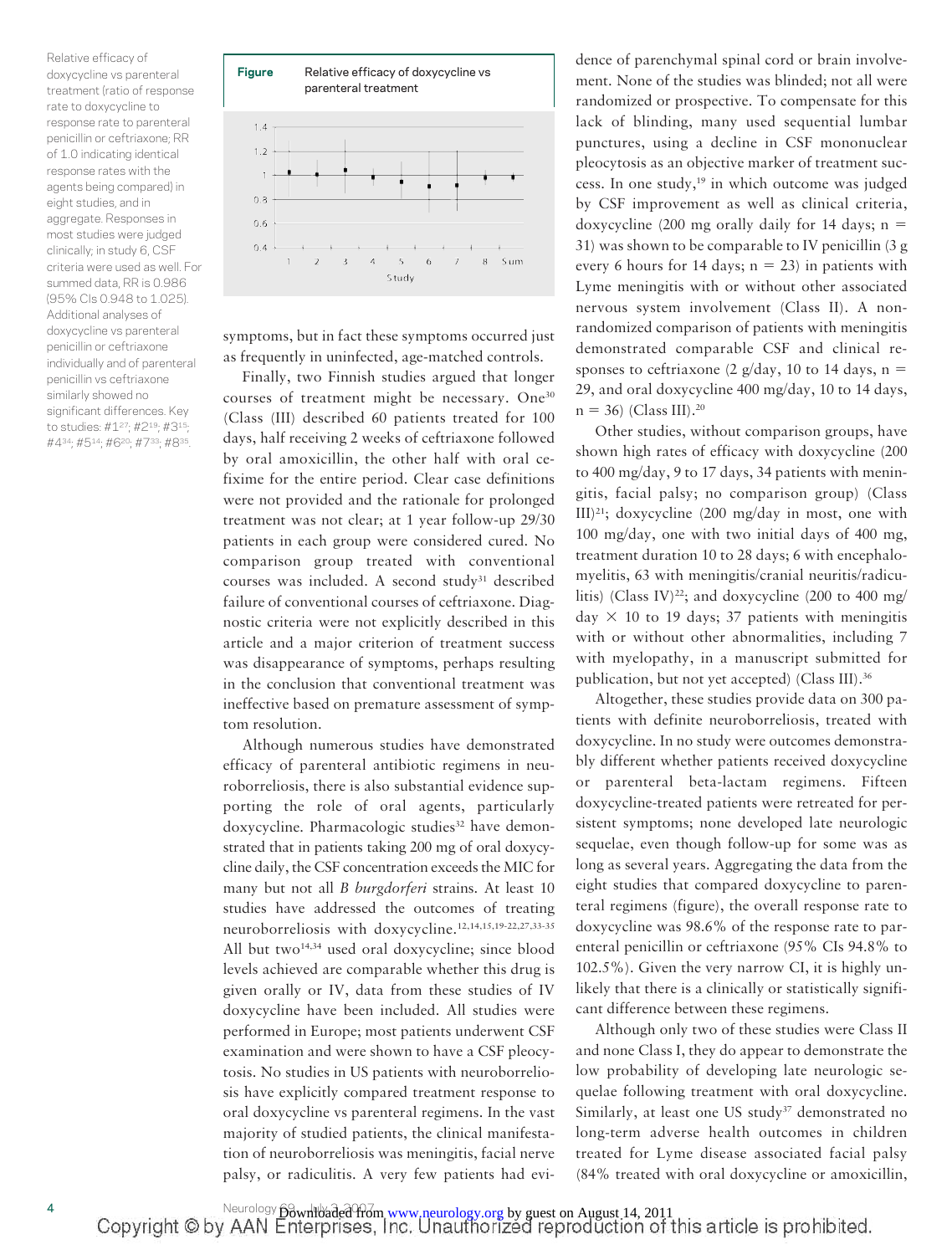Relative efficacy of doxycycline vs parenteral treatment (ratio of response rate to doxycycline to response rate to parenteral penicillin or ceftriaxone; RR of 1.0 indicating identical response rates with the agents being compared) in eight studies, and in aggregate. Responses in most studies were judged clinically; in study 6, CSF criteria were used as well. For summed data, RR is 0.986 (95% CIs 0.948 to 1.025). Additional analyses of doxycycline vs parenteral penicillin or ceftriaxone individually and of parenteral penicillin vs ceftriaxone similarly showed no significant differences. Key to studies: #1[27]; #2[19]; #3[15]; #4[34]; #5[14]; #6[20]; #7[33]; #8[35].

**Figure** Relative efficacy of doxycycline vs parenteral treatment

symptoms, but in fact these symptoms occurred just as frequently in uninfected, age-matched controls.

Finally, two Finnish studies argued that longer courses of treatment might be necessary. One[30] (Class (III) described 60 patients treated for 100 days, half receiving 2 weeks of ceftriaxone followed by oral amoxicillin, the other half with oral cefixime for the entire period. Clear case definitions were not provided and the rationale for prolonged treatment was not clear; at 1 year follow-up 29/30 patients in each group were considered cured. No comparison group treated with conventional courses was included. A second study[31] described failure of conventional courses of ceftriaxone. Diagnostic criteria were not explicitly described in this article and a major criterion of treatment success was disappearance of symptoms, perhaps resulting in the conclusion that conventional treatment was ineffective based on premature assessment of symptom resolution.

Although numerous studies have demonstrated efficacy of parenteral antibiotic regimens in neuroborreliosis, there is also substantial evidence supporting the role of oral agents, particularly doxycycline. Pharmacologic studies[32] have demonstrated that in patients taking 200 mg of oral doxycycline daily, the CSF concentration exceeds the MIC for many but not all *B burgdorferi* strains. At least 10 studies have addressed the outcomes of treating neuroborreliosis with doxycycline.[12,14,15,19-22,27,33-35] All but two[14,34] used oral doxycycline; since blood levels achieved are comparable whether this drug is given orally or IV, data from these studies of IV doxycycline have been included. All studies were performed in Europe; most patients underwent CSF examination and were shown to have a CSF pleocytosis. No studies in US patients with neuroborreliosis have explicitly compared treatment response to oral doxycycline vs parenteral regimens. In the vast majority of studied patients, the clinical manifestation of neuroborreliosis was meningitis, facial nerve palsy, or radiculitis. A very few patients had evidence of parenchymal spinal cord or brain involvement. None of the studies was blinded; not all were randomized or prospective. To compensate for this lack of blinding, many used sequential lumbar punctures, using a decline in CSF mononuclear pleocytosis as an objective marker of treatment success. In one study,[19] in which outcome was judged by CSF improvement as well as clinical criteria, doxycycline (200 mg orally daily for 14 days; n = 31) was shown to be comparable to IV penicillin (3 g every 6 hours for 14 days; n = 23) in patients with Lyme meningitis with or without other associated nervous system involvement (Class II). A nonrandomized comparison of patients with meningitis demonstrated comparable CSF and clinical responses to ceftriaxone (2 g/day, 10 to 14 days, n = 29, and oral doxycycline 400 mg/day, 10 to 14 days, n = 36) (Class III).[20]

Other studies, without comparison groups, have shown high rates of efficacy with doxycycline (200 to 400 mg/day, 9 to 17 days, 34 patients with meningitis, facial palsy; no comparison group) (Class III)[21]; doxycycline (200 mg/day in most, one with 100 mg/day, one with two initial days of 400 mg, treatment duration 10 to 28 days; 6 with encephalomyelitis, 63 with meningitis/cranial neuritis/radiculitis) (Class IV)[22]; and doxycycline (200 to 400 mg/day × 10 to 19 days; 37 patients with meningitis with or without other abnormalities, including 7 with myelopathy, in a manuscript submitted for publication, but not yet accepted) (Class III).[36]

Altogether, these studies provide data on 300 patients with definite neuroborreliosis, treated with doxycycline. In no study were outcomes demonstrably different whether patients received doxycycline or parenteral beta-lactam regimens. Fifteen doxycycline-treated patients were retreated for persistent symptoms; none developed late neurologic sequelae, even though follow-up for some was as long as several years. Aggregating the data from the eight studies that compared doxycycline to parenteral regimens (figure), the overall response rate to doxycycline was 98.6% of the response rate to parenteral penicillin or ceftriaxone (95% CIs 94.8% to 102.5%). Given the very narrow CI, it is highly unlikely that there is a clinically or statistically significant difference between these regimens.

Although only two of these studies were Class II and none Class I, they do appear to demonstrate the low probability of developing late neurologic sequelae following treatment with oral doxycycline. Similarly, at least one US study[37] demonstrated no long-term adverse health outcomes in children treated for Lyme disease associated facial palsy (84% treated with oral doxycycline or amoxicillin,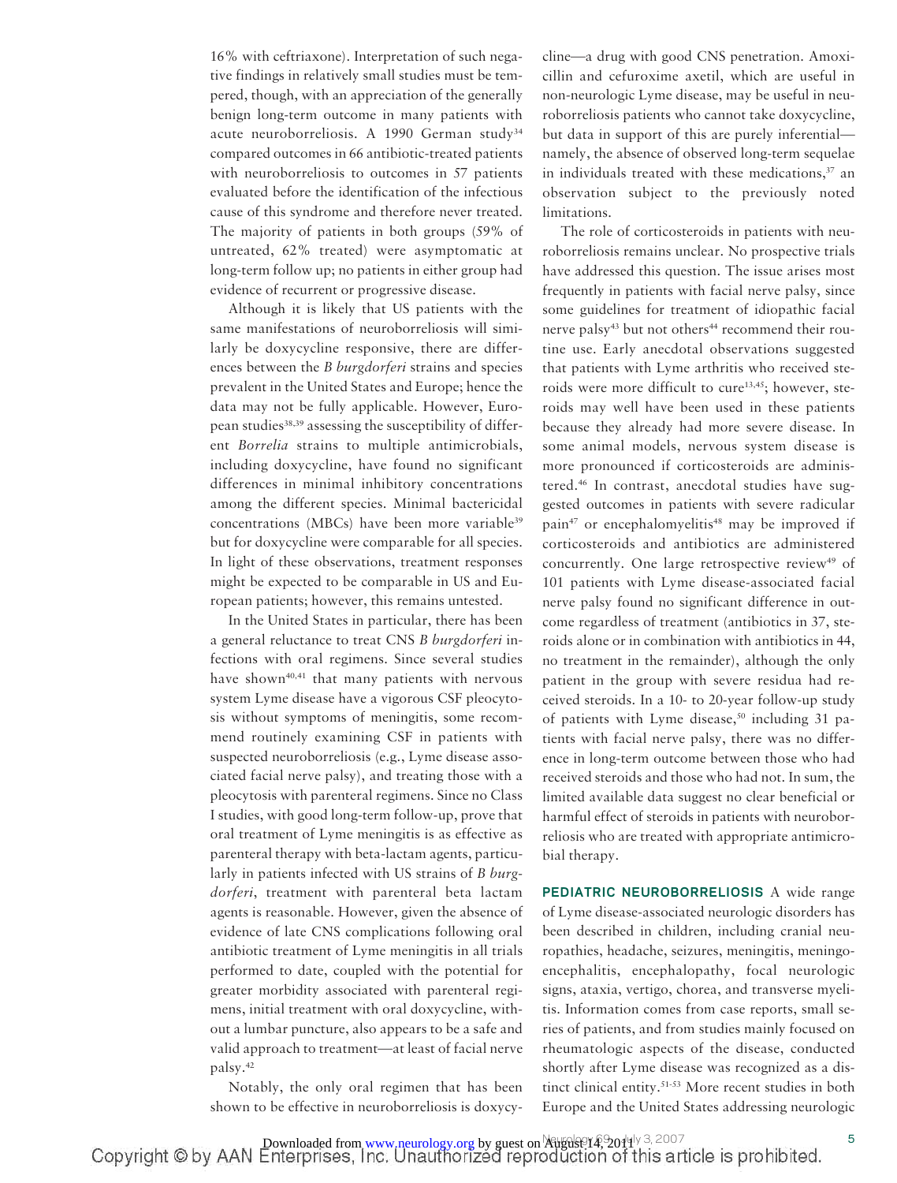16% with ceftriaxone). Interpretation of such negative findings in relatively small studies must be tempered, though, with an appreciation of the generally benign long-term outcome in many patients with acute neuroborreliosis. A 1990 German study[34] compared outcomes in 66 antibiotic-treated patients with neuroborreliosis to outcomes in 57 patients evaluated before the identification of the infectious cause of this syndrome and therefore never treated. The majority of patients in both groups (59% of untreated, 62% treated) were asymptomatic at long-term follow up; no patients in either group had evidence of recurrent or progressive disease.

Although it is likely that US patients with the same manifestations of neuroborreliosis will similarly be doxycycline responsive, there are differences between the *B burgdorferi* strains and species prevalent in the United States and Europe; hence the data may not be fully applicable. However, European studies[38,39] assessing the susceptibility of different *Borrelia* strains to multiple antimicrobials, including doxycycline, have found no significant differences in minimal inhibitory concentrations among the different species. Minimal bactericidal concentrations (MBCs) have been more variable[39] but for doxycycline were comparable for all species. In light of these observations, treatment responses might be expected to be comparable in US and European patients; however, this remains untested.

In the United States in particular, there has been a general reluctance to treat CNS *B burgdorferi* infections with oral regimens. Since several studies have shown[40,41] that many patients with nervous system Lyme disease have a vigorous CSF pleocytosis without symptoms of meningitis, some recommend routinely examining CSF in patients with suspected neuroborreliosis (e.g., Lyme disease associated facial nerve palsy), and treating those with a pleocytosis with parenteral regimens. Since no Class I studies, with good long-term follow-up, prove that oral treatment of Lyme meningitis is as effective as parenteral therapy with beta-lactam agents, particularly in patients infected with US strains of *B burgdorferi*, treatment with parenteral beta lactam agents is reasonable. However, given the absence of evidence of late CNS complications following oral antibiotic treatment of Lyme meningitis in all trials performed to date, coupled with the potential for greater morbidity associated with parenteral regimens, initial treatment with oral doxycycline, without a lumbar puncture, also appears to be a safe and valid approach to treatment—at least of facial nerve palsy.[42]

Notably, the only oral regimen that has been shown to be effective in neuroborreliosis is doxycycline—a drug with good CNS penetration. Amoxicillin and cefuroxime axetil, which are useful in non-neurologic Lyme disease, may be useful in neuroborreliosis patients who cannot take doxycycline, but data in support of this are purely inferential—namely, the absence of observed long-term sequelae in individuals treated with these medications,[37] an observation subject to the previously noted limitations.

The role of corticosteroids in patients with neuroborreliosis remains unclear. No prospective trials have addressed this question. The issue arises most frequently in patients with facial nerve palsy, since some guidelines for treatment of idiopathic facial nerve palsy[43] but not others[44] recommend their routine use. Early anecdotal observations suggested that patients with Lyme arthritis who received steroids were more difficult to cure[13,45]; however, steroids may well have been used in these patients because they already had more severe disease. In some animal models, nervous system disease is more pronounced if corticosteroids are administered.[46] In contrast, anecdotal studies have suggested outcomes in patients with severe radicular pain[47] or encephalomyelitis[48] may be improved if corticosteroids and antibiotics are administered concurrently. One large retrospective review[49] of 101 patients with Lyme disease-associated facial nerve palsy found no significant difference in outcome regardless of treatment (antibiotics in 37, steroids alone or in combination with antibiotics in 44, no treatment in the remainder), although the only patient in the group with severe residua had received steroids. In a 10- to 20-year follow-up study of patients with Lyme disease,[50] including 31 patients with facial nerve palsy, there was no difference in long-term outcome between those who had received steroids and those who had not. In sum, the limited available data suggest no clear beneficial or harmful effect of steroids in patients with neuroborreliosis who are treated with appropriate antimicrobial therapy.

**PEDIATRIC NEUROBORRELIOSIS** A wide range of Lyme disease-associated neurologic disorders has been described in children, including cranial neuropathies, headache, seizures, meningitis, meningoencephalitis, encephalopathy, focal neurologic signs, ataxia, vertigo, chorea, and transverse myelitis. Information comes from case reports, small series of patients, and from studies mainly focused on rheumatologic aspects of the disease, conducted shortly after Lyme disease was recognized as a distinct clinical entity.[51-53] More recent studies in both Europe and the United States addressing neurologic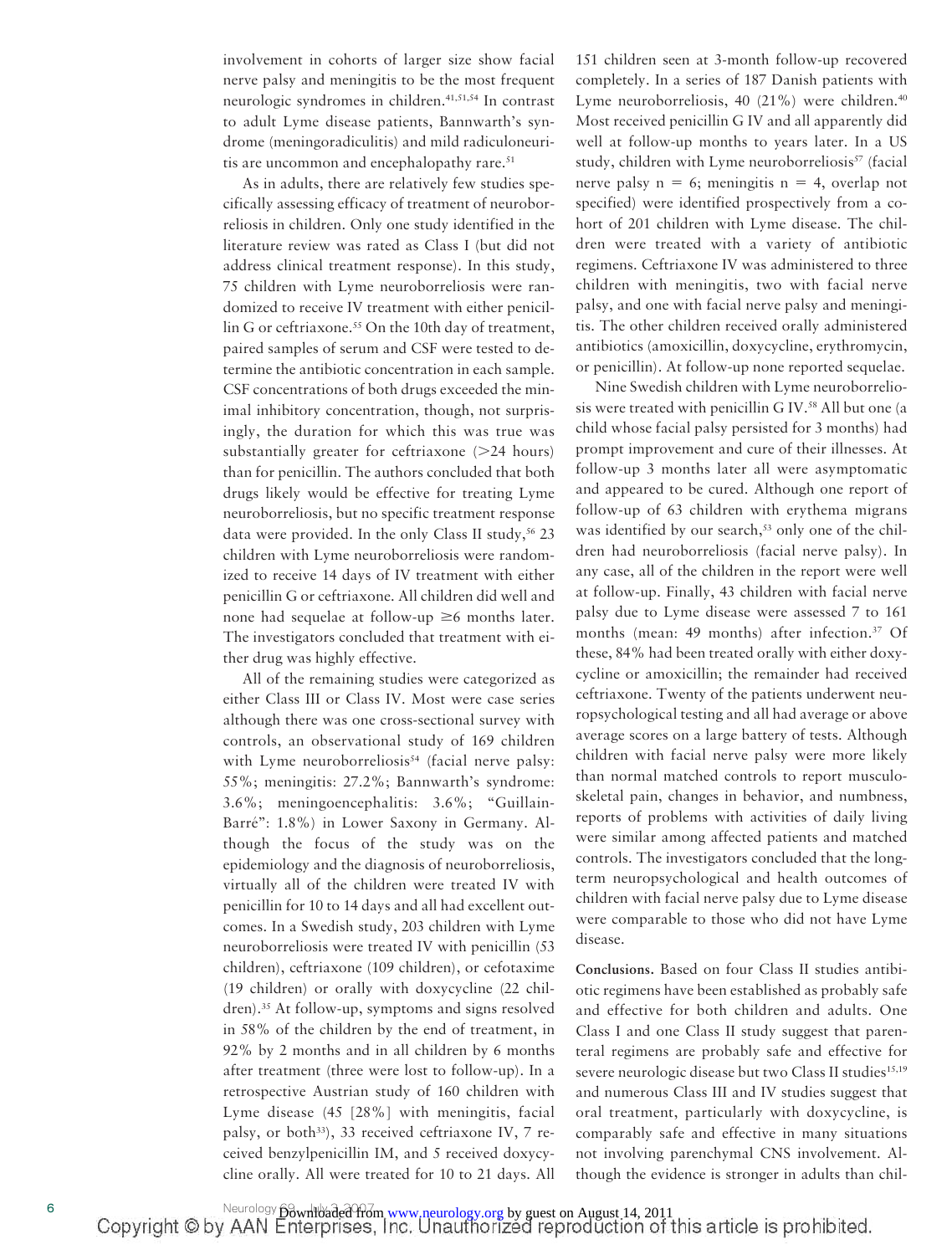involvement in cohorts of larger size show facial nerve palsy and meningitis to be the most frequent neurologic syndromes in children.[41,51,54] In contrast to adult Lyme disease patients, Bannwarth's syndrome (meningoradiculitis) and mild radiculoneuritis are uncommon and encephalopathy rare.[51]

As in adults, there are relatively few studies specifically assessing efficacy of treatment of neuroborreliosis in children. Only one study identified in the literature review was rated as Class I (but did not address clinical treatment response). In this study, 75 children with Lyme neuroborreliosis were randomized to receive IV treatment with either penicillin G or ceftriaxone.[55] On the 10th day of treatment, paired samples of serum and CSF were tested to determine the antibiotic concentration in each sample. CSF concentrations of both drugs exceeded the minimal inhibitory concentration, though, not surprisingly, the duration for which this was true was substantially greater for ceftriaxone (>24 hours) than for penicillin. The authors concluded that both drugs likely would be effective for treating Lyme neuroborreliosis, but no specific treatment response data were provided. In the only Class II study,[56] 23 children with Lyme neuroborreliosis were randomized to receive 14 days of IV treatment with either penicillin G or ceftriaxone. All children did well and none had sequelae at follow-up ≥6 months later. The investigators concluded that treatment with either drug was highly effective.

All of the remaining studies were categorized as either Class III or Class IV. Most were case series although there was one cross-sectional survey with controls, an observational study of 169 children with Lyme neuroborreliosis[54] (facial nerve palsy: 55%; meningitis: 27.2%; Bannwarth's syndrome: 3.6%; meningoencephalitis: 3.6%; "Guillain-Barré": 1.8%) in Lower Saxony in Germany. Although the focus of the study was on the epidemiology and the diagnosis of neuroborreliosis, virtually all of the children were treated IV with penicillin for 10 to 14 days and all had excellent outcomes. In a Swedish study, 203 children with Lyme neuroborreliosis were treated IV with penicillin (53 children), ceftriaxone (109 children), or cefotaxime (19 children) or orally with doxycycline (22 children).[35] At follow-up, symptoms and signs resolved in 58% of the children by the end of treatment, in 92% by 2 months and in all children by 6 months after treatment (three were lost to follow-up). In a retrospective Austrian study of 160 children with Lyme disease (45 [28%] with meningitis, facial palsy, or both[33]), 33 received ceftriaxone IV, 7 received benzylpenicillin IM, and 5 received doxycycline orally. All were treated for 10 to 21 days. All 151 children seen at 3-month follow-up recovered completely. In a series of 187 Danish patients with Lyme neuroborreliosis, 40 (21%) were children.[40] Most received penicillin G IV and all apparently did well at follow-up months to years later. In a US study, children with Lyme neuroborreliosis[57] (facial nerve palsy n = 6; meningitis n = 4, overlap not specified) were identified prospectively from a cohort of 201 children with Lyme disease. The children were treated with a variety of antibiotic regimens. Ceftriaxone IV was administered to three children with meningitis, two with facial nerve palsy, and one with facial nerve palsy and meningitis. The other children received orally administered antibiotics (amoxicillin, doxycycline, erythromycin, or penicillin). At follow-up none reported sequelae.

Nine Swedish children with Lyme neuroborreliosis were treated with penicillin G IV.[58] All but one (a child whose facial palsy persisted for 3 months) had prompt improvement and cure of their illnesses. At follow-up 3 months later all were asymptomatic and appeared to be cured. Although one report of follow-up of 63 children with erythema migrans was identified by our search,[53] only one of the children had neuroborreliosis (facial nerve palsy). In any case, all of the children in the report were well at follow-up. Finally, 43 children with facial nerve palsy due to Lyme disease were assessed 7 to 161 months (mean: 49 months) after infection.[37] Of these, 84% had been treated orally with either doxycycline or amoxicillin; the remainder had received ceftriaxone. Twenty of the patients underwent neuropsychological testing and all had average or above average scores on a large battery of tests. Although children with facial nerve palsy were more likely than normal matched controls to report musculoskeletal pain, changes in behavior, and numbness, reports of problems with activities of daily living were similar among affected patients and matched controls. The investigators concluded that the long-term neuropsychological and health outcomes of children with facial nerve palsy due to Lyme disease were comparable to those who did not have Lyme disease.

**Conclusions.** Based on four Class II studies antibiotic regimens have been established as probably safe and effective for both children and adults. One Class I and one Class II study suggest that parenteral regimens are probably safe and effective for severe neurologic disease but two Class II studies[15,19] and numerous Class III and IV studies suggest that oral treatment, particularly with doxycycline, is comparably safe and effective in many situations not involving parenchymal CNS involvement. Although the evidence is stronger in adults than chil-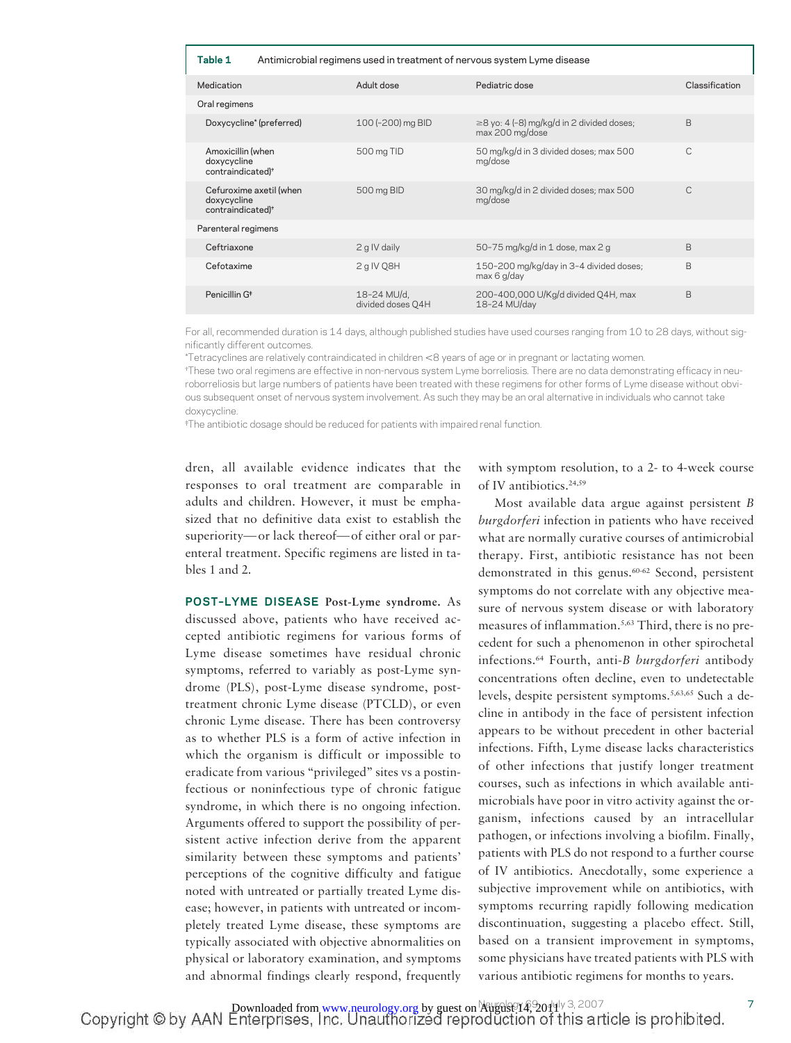**Table 1** Antimicrobial regimens used in treatment of nervous system Lyme disease

| Medication | Adult dose | Pediatric dose | Classification |
|---|---|---|---|
| Oral regimens | | | |
| Doxycycline* (preferred) | 100 (–200) mg BID | ≥8 yo: 4 (–8) mg/kg/d in 2 divided doses; max 200 mg/dose | B |
| Amoxicillin (when doxycycline contraindicated)† | 500 mg TID | 50 mg/kg/d in 3 divided doses; max 500 mg/dose | C |
| Cefuroxime axetil (when doxycycline contraindicated)† | 500 mg BID | 30 mg/kg/d in 2 divided doses; max 500 mg/dose | C |
| Parenteral regimens | | | |
| Ceftriaxone | 2 g IV daily | 50–75 mg/kg/d in 1 dose, max 2 g | B |
| Cefotaxime | 2 g IV Q8H | 150–200 mg/kg/day in 3–4 divided doses; max 6 g/day | B |
| Penicillin G‡ | 18–24 MU/d, divided doses Q4H | 200–400,000 U/Kg/d divided Q4H, max 18–24 MU/day | B |

For all, recommended duration is 14 days, although published studies have used courses ranging from 10 to 28 days, without significantly different outcomes.

*Tetracyclines are relatively contraindicated in children <8 years of age or in pregnant or lactating women.

†These two oral regimens are effective in non-nervous system Lyme borreliosis. There are no data demonstrating efficacy in neuroborreliosis but large numbers of patients have been treated with these regimens for other forms of Lyme disease without obvious subsequent onset of nervous system involvement. As such they may be an oral alternative in individuals who cannot take doxycycline.

‡The antibiotic dosage should be reduced for patients with impaired renal function.

dren, all available evidence indicates that the responses to oral treatment are comparable in adults and children. However, it must be emphasized that no definitive data exist to establish the superiority—or lack thereof—of either oral or parenteral treatment. Specific regimens are listed in tables 1 and 2.

## POST-LYME DISEASE

**Post-Lyme syndrome.** As discussed above, patients who have received accepted antibiotic regimens for various forms of Lyme disease sometimes have residual chronic symptoms, referred to variably as post-Lyme syndrome (PLS), post-Lyme disease syndrome, post-treatment chronic Lyme disease (PTCLD), or even chronic Lyme disease. There has been controversy as to whether PLS is a form of active infection in which the organism is difficult or impossible to eradicate from various "privileged" sites vs a postinfectious or noninfectious type of chronic fatigue syndrome, in which there is no ongoing infection. Arguments offered to support the possibility of persistent active infection derive from the apparent similarity between these symptoms and patients' perceptions of the cognitive difficulty and fatigue noted with untreated or partially treated Lyme disease; however, in patients with untreated or incompletely treated Lyme disease, these symptoms are typically associated with objective abnormalities on physical or laboratory examination, and symptoms and abnormal findings clearly respond, frequently with symptom resolution, to a 2- to 4-week course of IV antibiotics.[24,59]

Most available data argue against persistent *B burgdorferi* infection in patients who have received what are normally curative courses of antimicrobial therapy. First, antibiotic resistance has not been demonstrated in this genus.[60-62] Second, persistent symptoms do not correlate with any objective measure of nervous system disease or with laboratory measures of inflammation.[5,63] Third, there is no precedent for such a phenomenon in other spirochetal infections.[64] Fourth, anti-*B burgdorferi* antibody concentrations often decline, even to undetectable levels, despite persistent symptoms.[5,63,65] Such a decline in antibody in the face of persistent infection appears to be without precedent in other bacterial infections. Fifth, Lyme disease lacks characteristics of other infections that justify longer treatment courses, such as infections in which available antimicrobials have poor in vitro activity against the organism, infections caused by an intracellular pathogen, or infections involving a biofilm. Finally, patients with PLS do not respond to a further course of IV antibiotics. Anecdotally, some experience a subjective improvement while on antibiotics, with symptoms recurring rapidly following medication discontinuation, suggesting a placebo effect. Still, based on a transient improvement in symptoms, some physicians have treated patients with PLS with various antibiotic regimens for months to years.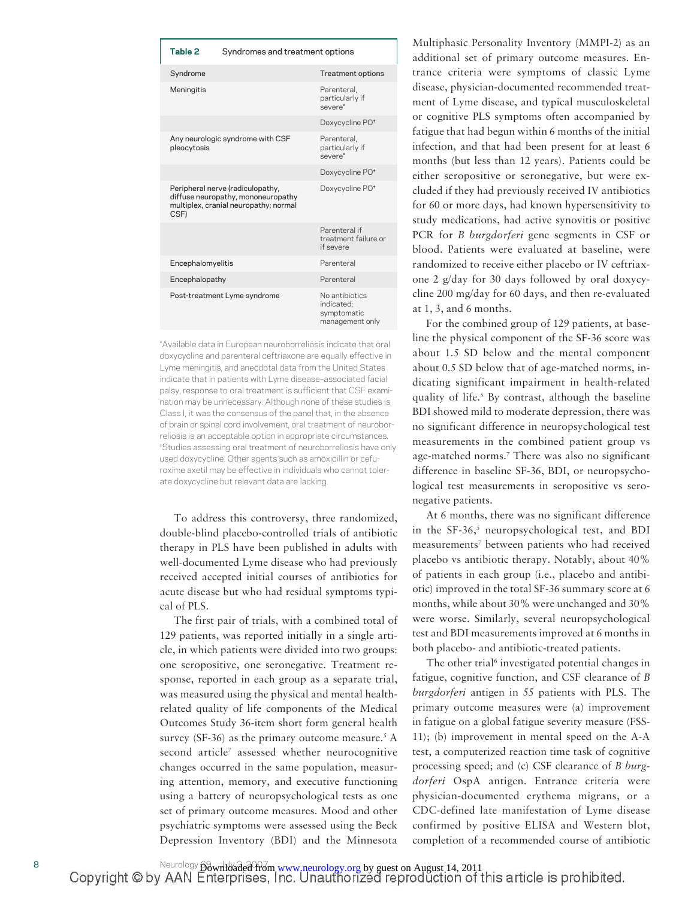**Table 2** Syndromes and treatment options

| Syndrome | Treatment options |
| --- | --- |
| Meningitis | Parenteral, particularly if severe* |
| | Doxycycline PO† |
| Any neurologic syndrome with CSF pleocytosis | Parenteral, particularly if severe* |
| | Doxycycline PO† |
| Peripheral nerve (radiculopathy, diffuse neuropathy, mononeuropathy multiplex, cranial neuropathy; normal CSF) | Doxycycline PO† |
| | Parenteral if treatment failure or if severe |
| Encephalomyelitis | Parenteral |
| Encephalopathy | Parenteral |
| Post-treatment Lyme syndrome | No antibiotics indicated; symptomatic management only |

*Available data in European neuroborreliosis indicate that oral doxycycline and parenteral ceftriaxone are equally effective in Lyme meningitis, and anecdotal data from the United States indicate that in patients with Lyme disease–associated facial palsy, response to oral treatment is sufficient that CSF examination may be unnecessary. Although none of these studies is Class I, it was the consensus of the panel that, in the absence of brain or spinal cord involvement, oral treatment of neuroborreliosis is an acceptable option in appropriate circumstances.
†Studies assessing oral treatment of neuroborreliosis have only used doxycycline. Other agents such as amoxicillin or cefuroxime axetil may be effective in individuals who cannot tolerate doxycycline but relevant data are lacking.

To address this controversy, three randomized, double-blind placebo-controlled trials of antibiotic therapy in PLS have been published in adults with well-documented Lyme disease who had previously received accepted initial courses of antibiotics for acute disease but who had residual symptoms typical of PLS.

The first pair of trials, with a combined total of 129 patients, was reported initially in a single article, in which patients were divided into two groups: one seropositive, one seronegative. Treatment response, reported in each group as a separate trial, was measured using the physical and mental health-related quality of life components of the Medical Outcomes Study 36-item short form general health survey (SF-36) as the primary outcome measure.[5] A second article[7] assessed whether neurocognitive changes occurred in the same population, measuring attention, memory, and executive functioning using a battery of neuropsychological tests as one set of primary outcome measures. Mood and other psychiatric symptoms were assessed using the Beck Depression Inventory (BDI) and the Minnesota Multiphasic Personality Inventory (MMPI-2) as an additional set of primary outcome measures. Entrance criteria were symptoms of classic Lyme disease, physician-documented recommended treatment of Lyme disease, and typical musculoskeletal or cognitive PLS symptoms often accompanied by fatigue that had begun within 6 months of the initial infection, and that had been present for at least 6 months (but less than 12 years). Patients could be either seropositive or seronegative, but were excluded if they had previously received IV antibiotics for 60 or more days, had known hypersensitivity to study medications, had active synovitis or positive PCR for *B burgdorferi* gene segments in CSF or blood. Patients were evaluated at baseline, were randomized to receive either placebo or IV ceftriaxone 2 g/day for 30 days followed by oral doxycycline 200 mg/day for 60 days, and then re-evaluated at 1, 3, and 6 months.

For the combined group of 129 patients, at baseline the physical component of the SF-36 score was about 1.5 SD below and the mental component about 0.5 SD below that of age-matched norms, indicating significant impairment in health-related quality of life.[5] By contrast, although the baseline BDI showed mild to moderate depression, there was no significant difference in neuropsychological test measurements in the combined patient group vs age-matched norms.[7] There was also no significant difference in baseline SF-36, BDI, or neuropsychological test measurements in seropositive vs seronegative patients.

At 6 months, there was no significant difference in the SF-36,[5] neuropsychological test, and BDI measurements[7] between patients who had received placebo vs antibiotic therapy. Notably, about 40% of patients in each group (i.e., placebo and antibiotic) improved in the total SF-36 summary score at 6 months, while about 30% were unchanged and 30% were worse. Similarly, several neuropsychological test and BDI measurements improved at 6 months in both placebo- and antibiotic-treated patients.

The other trial[6] investigated potential changes in fatigue, cognitive function, and CSF clearance of *B burgdorferi* antigen in 55 patients with PLS. The primary outcome measures were (a) improvement in fatigue on a global fatigue severity measure (FSS-11); (b) improvement in mental speed on the A-A test, a computerized reaction time task of cognitive processing speed; and (c) CSF clearance of *B burgdorferi* OspA antigen. Entrance criteria were physician-documented erythema migrans, or a CDC-defined late manifestation of Lyme disease confirmed by positive ELISA and Western blot, completion of a recommended course of antibiotic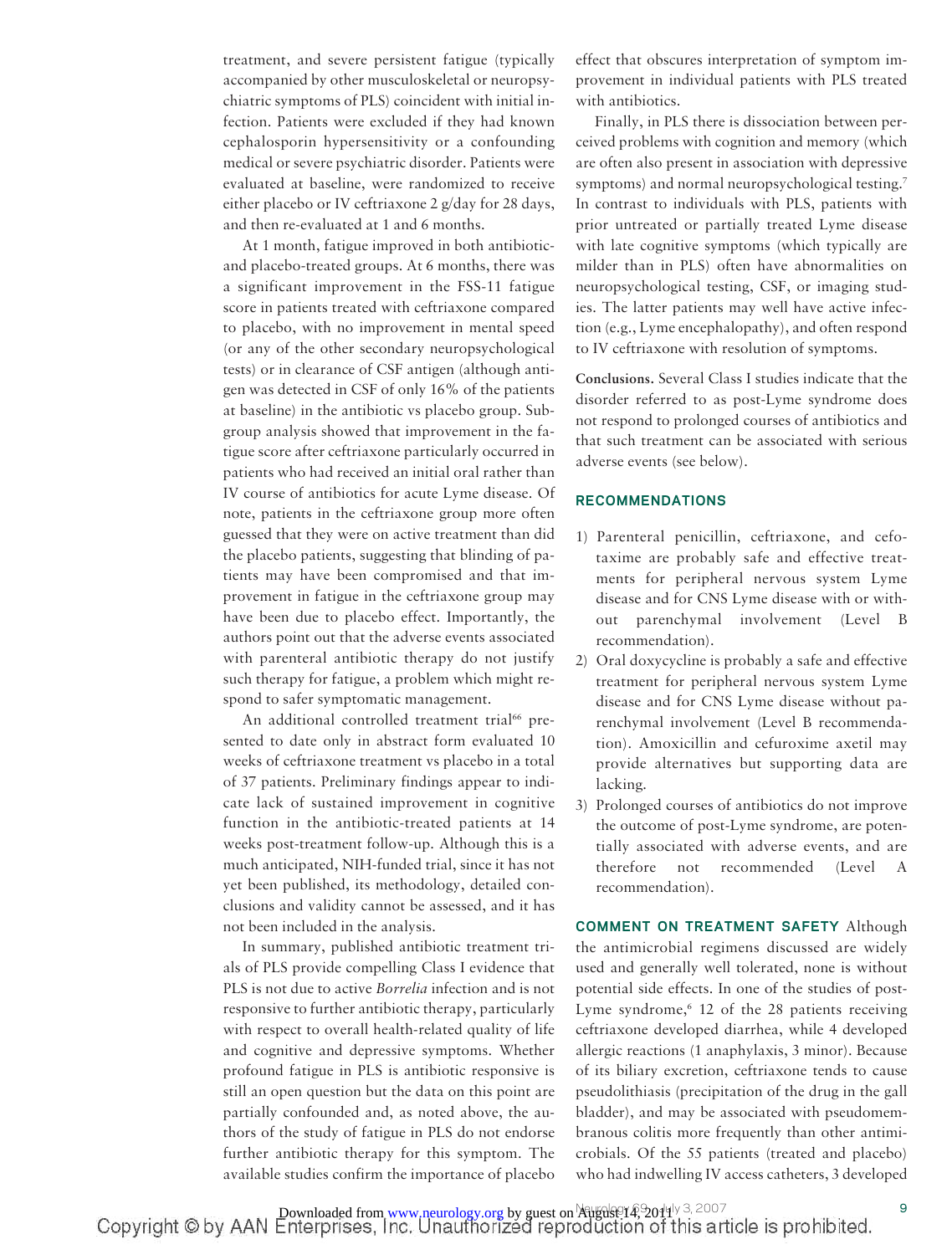treatment, and severe persistent fatigue (typically accompanied by other musculoskeletal or neuropsychiatric symptoms of PLS) coincident with initial infection. Patients were excluded if they had known cephalosporin hypersensitivity or a confounding medical or severe psychiatric disorder. Patients were evaluated at baseline, were randomized to receive either placebo or IV ceftriaxone 2 g/day for 28 days, and then re-evaluated at 1 and 6 months.

At 1 month, fatigue improved in both antibiotic- and placebo-treated groups. At 6 months, there was a significant improvement in the FSS-11 fatigue score in patients treated with ceftriaxone compared to placebo, with no improvement in mental speed (or any of the other secondary neuropsychological tests) or in clearance of CSF antigen (although antigen was detected in CSF of only 16% of the patients at baseline) in the antibiotic vs placebo group. Subgroup analysis showed that improvement in the fatigue score after ceftriaxone particularly occurred in patients who had received an initial oral rather than IV course of antibiotics for acute Lyme disease. Of note, patients in the ceftriaxone group more often guessed that they were on active treatment than did the placebo patients, suggesting that blinding of patients may have been compromised and that improvement in fatigue in the ceftriaxone group may have been due to placebo effect. Importantly, the authors point out that the adverse events associated with parenteral antibiotic therapy do not justify such therapy for fatigue, a problem which might respond to safer symptomatic management.

An additional controlled treatment trial[66] presented to date only in abstract form evaluated 10 weeks of ceftriaxone treatment vs placebo in a total of 37 patients. Preliminary findings appear to indicate lack of sustained improvement in cognitive function in the antibiotic-treated patients at 14 weeks post-treatment follow-up. Although this is a much anticipated, NIH-funded trial, since it has not yet been published, its methodology, detailed conclusions and validity cannot be assessed, and it has not been included in the analysis.

In summary, published antibiotic treatment trials of PLS provide compelling Class I evidence that PLS is not due to active *Borrelia* infection and is not responsive to further antibiotic therapy, particularly with respect to overall health-related quality of life and cognitive and depressive symptoms. Whether profound fatigue in PLS is antibiotic responsive is still an open question but the data on this point are partially confounded and, as noted above, the authors of the study of fatigue in PLS do not endorse further antibiotic therapy for this symptom. The available studies confirm the importance of placebo effect that obscures interpretation of symptom improvement in individual patients with PLS treated with antibiotics.

Finally, in PLS there is dissociation between perceived problems with cognition and memory (which are often also present in association with depressive symptoms) and normal neuropsychological testing.[7] In contrast to individuals with PLS, patients with prior untreated or partially treated Lyme disease with late cognitive symptoms (which typically are milder than in PLS) often have abnormalities on neuropsychological testing, CSF, or imaging studies. The latter patients may well have active infection (e.g., Lyme encephalopathy), and often respond to IV ceftriaxone with resolution of symptoms.

**Conclusions.** Several Class I studies indicate that the disorder referred to as post-Lyme syndrome does not respond to prolonged courses of antibiotics and that such treatment can be associated with serious adverse events (see below).

## RECOMMENDATIONS

1) Parenteral penicillin, ceftriaxone, and cefotaxime are probably safe and effective treatments for peripheral nervous system Lyme disease and for CNS Lyme disease with or without parenchymal involvement (Level B recommendation).
2) Oral doxycycline is probably a safe and effective treatment for peripheral nervous system Lyme disease and for CNS Lyme disease without parenchymal involvement (Level B recommendation). Amoxicillin and cefuroxime axetil may provide alternatives but supporting data are lacking.
3) Prolonged courses of antibiotics do not improve the outcome of post-Lyme syndrome, are potentially associated with adverse events, and are therefore not recommended (Level A recommendation).

**COMMENT ON TREATMENT SAFETY** Although the antimicrobial regimens discussed are widely used and generally well tolerated, none is without potential side effects. In one of the studies of post-Lyme syndrome,[6] 12 of the 28 patients receiving ceftriaxone developed diarrhea, while 4 developed allergic reactions (1 anaphylaxis, 3 minor). Because of its biliary excretion, ceftriaxone tends to cause pseudolithiasis (precipitation of the drug in the gall bladder), and may be associated with pseudomembranous colitis more frequently than other antimicrobials. Of the 55 patients (treated and placebo) who had indwelling IV access catheters, 3 developed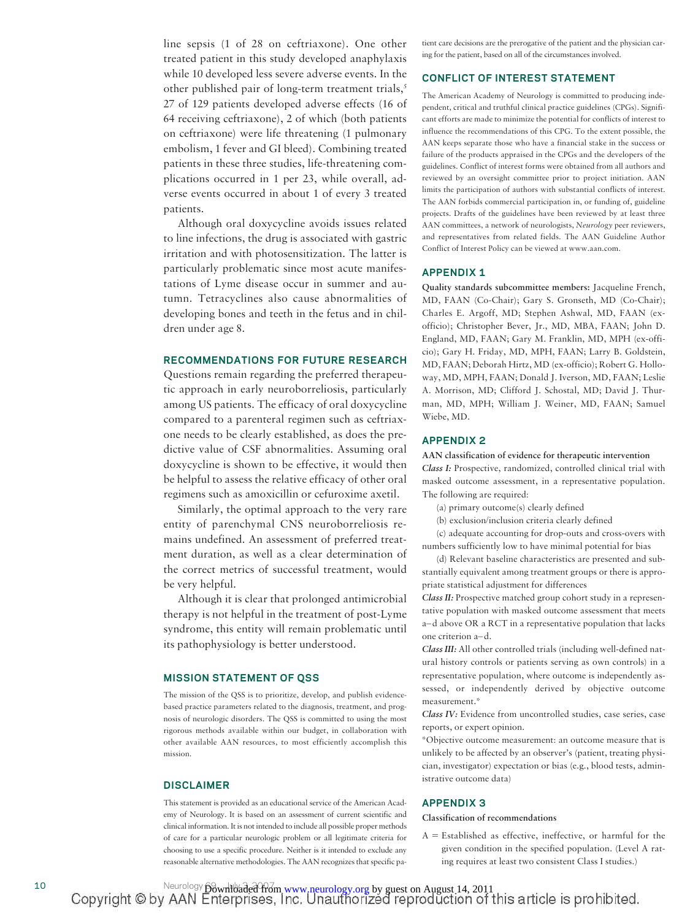line sepsis (1 of 28 on ceftriaxone). One other treated patient in this study developed anaphylaxis while 10 developed less severe adverse events. In the other published pair of long-term treatment trials,[5] 27 of 129 patients developed adverse effects (16 of 64 receiving ceftriaxone), 2 of which (both patients on ceftriaxone) were life threatening (1 pulmonary embolism, 1 fever and GI bleed). Combining treated patients in these three studies, life-threatening complications occurred in 1 per 23, while overall, adverse events occurred in about 1 of every 3 treated patients.

Although oral doxycycline avoids issues related to line infections, the drug is associated with gastric irritation and with photosensitization. The latter is particularly problematic since most acute manifestations of Lyme disease occur in summer and autumn. Tetracyclines also cause abnormalities of developing bones and teeth in the fetus and in children under age 8.

## RECOMMENDATIONS FOR FUTURE RESEARCH

Questions remain regarding the preferred therapeutic approach in early neuroborreliosis, particularly among US patients. The efficacy of oral doxycycline compared to a parenteral regimen such as ceftriaxone needs to be clearly established, as does the predictive value of CSF abnormalities. Assuming oral doxycycline is shown to be effective, it would then be helpful to assess the relative efficacy of other oral regimens such as amoxicillin or cefuroxime axetil.

Similarly, the optimal approach to the very rare entity of parenchymal CNS neuroborreliosis remains undefined. An assessment of preferred treatment duration, as well as a clear determination of the correct metrics of successful treatment, would be very helpful.

Although it is clear that prolonged antimicrobial therapy is not helpful in the treatment of post-Lyme syndrome, this entity will remain problematic until its pathophysiology is better understood.

## MISSION STATEMENT OF QSS

The mission of the QSS is to prioritize, develop, and publish evidence-based practice parameters related to the diagnosis, treatment, and prognosis of neurologic disorders. The QSS is committed to using the most rigorous methods available within our budget, in collaboration with other available AAN resources, to most efficiently accomplish this mission.

## DISCLAIMER

This statement is provided as an educational service of the American Academy of Neurology. It is based on an assessment of current scientific and clinical information. It is not intended to include all possible proper methods of care for a particular neurologic problem or all legitimate criteria for choosing to use a specific procedure. Neither is it intended to exclude any reasonable alternative methodologies. The AAN recognizes that specific patient care decisions are the prerogative of the patient and the physician caring for the patient, based on all of the circumstances involved.

## CONFLICT OF INTEREST STATEMENT

The American Academy of Neurology is committed to producing independent, critical and truthful clinical practice guidelines (CPGs). Significant efforts are made to minimize the potential for conflicts of interest to influence the recommendations of this CPG. To the extent possible, the AAN keeps separate those who have a financial stake in the success or failure of the products appraised in the CPGs and the developers of the guidelines. Conflict of interest forms were obtained from all authors and reviewed by an oversight committee prior to project initiation. AAN limits the participation of authors with substantial conflicts of interest. The AAN forbids commercial participation in, or funding of, guideline projects. Drafts of the guidelines have been reviewed by at least three AAN committees, a network of neurologists, *Neurology* peer reviewers, and representatives from related fields. The AAN Guideline Author Conflict of Interest Policy can be viewed at www.aan.com.

## APPENDIX 1

**Quality standards subcommittee members:** Jacqueline French, MD, FAAN (Co-Chair); Gary S. Gronseth, MD (Co-Chair); Charles E. Argoff, MD; Stephen Ashwal, MD, FAAN (ex-officio); Christopher Bever, Jr., MD, MBA, FAAN; John D. England, MD, FAAN; Gary M. Franklin, MD, MPH (ex-officio); Gary H. Friday, MD, MPH, FAAN; Larry B. Goldstein, MD, FAAN; Deborah Hirtz, MD (ex-officio); Robert G. Holloway, MD, MPH, FAAN; Donald J. Iverson, MD, FAAN; Leslie A. Morrison, MD; Clifford J. Schostal, MD; David J. Thurman, MD, MPH; William J. Weiner, MD, FAAN; Samuel Wiebe, MD.

## APPENDIX 2

**AAN classification of evidence for therapeutic intervention**

*Class I:* Prospective, randomized, controlled clinical trial with masked outcome assessment, in a representative population. The following are required:

(a) primary outcome(s) clearly defined

(b) exclusion/inclusion criteria clearly defined

(c) adequate accounting for drop-outs and cross-overs with numbers sufficiently low to have minimal potential for bias

(d) Relevant baseline characteristics are presented and substantially equivalent among treatment groups or there is appropriate statistical adjustment for differences

*Class II:* Prospective matched group cohort study in a representative population with masked outcome assessment that meets a–d above OR a RCT in a representative population that lacks one criterion a–d.

*Class III:* All other controlled trials (including well-defined natural history controls or patients serving as own controls) in a representative population, where outcome is independently assessed, or independently derived by objective outcome measurement.*

*Class IV:* Evidence from uncontrolled studies, case series, case reports, or expert opinion.

*Objective outcome measurement: an outcome measure that is unlikely to be affected by an observer's (patient, treating physician, investigator) expectation or bias (e.g., blood tests, administrative outcome data)

## APPENDIX 3

**Classification of recommendations**

A = Established as effective, ineffective, or harmful for the given condition in the specified population. (Level A rating requires at least two consistent Class I studies.)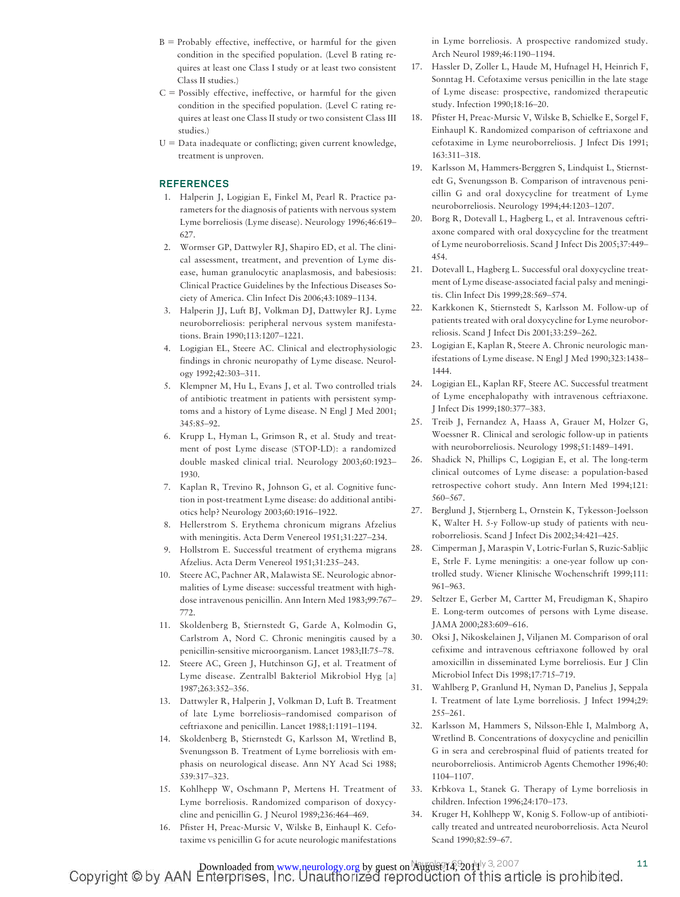B = Probably effective, ineffective, or harmful for the given condition in the specified population. (Level B rating requires at least one Class I study or at least two consistent Class II studies.)

C = Possibly effective, ineffective, or harmful for the given condition in the specified population. (Level C rating requires at least one Class II study or two consistent Class III studies.)

U = Data inadequate or conflicting; given current knowledge, treatment is unproven.

## REFERENCES

1. Halperin J, Logigian E, Finkel M, Pearl R. Practice parameters for the diagnosis of patients with nervous system Lyme borreliosis (Lyme disease). Neurology 1996;46:619–627.
2. Wormser GP, Dattwyler RJ, Shapiro ED, et al. The clinical assessment, treatment, and prevention of Lyme disease, human granulocytic anaplasmosis, and babesiosis: Clinical Practice Guidelines by the Infectious Diseases Society of America. Clin Infect Dis 2006;43:1089–1134.
3. Halperin JJ, Luft BJ, Volkman DJ, Dattwyler RJ. Lyme neuroborreliosis: peripheral nervous system manifestations. Brain 1990;113:1207–1221.
4. Logigian EL, Steere AC. Clinical and electrophysiologic findings in chronic neuropathy of Lyme disease. Neurology 1992;42:303–311.
5. Klempner M, Hu L, Evans J, et al. Two controlled trials of antibiotic treatment in patients with persistent symptoms and a history of Lyme disease. N Engl J Med 2001;345:85–92.
6. Krupp L, Hyman L, Grimson R, et al. Study and treatment of post Lyme disease (STOP-LD): a randomized double masked clinical trial. Neurology 2003;60:1923–1930.
7. Kaplan R, Trevino R, Johnson G, et al. Cognitive function in post-treatment Lyme disease: do additional antibiotics help? Neurology 2003;60:1916–1922.
8. Hellerstrom S. Erythema chronicum migrans Afzelius with meningitis. Acta Derm Venereol 1951;31:227–234.
9. Hollstrom E. Successful treatment of erythema migrans Afzelius. Acta Derm Venereol 1951;31:235–243.
10. Steere AC, Pachner AR, Malawista SE. Neurologic abnormalities of Lyme disease: successful treatment with high-dose intravenous penicillin. Ann Intern Med 1983;99:767–772.
11. Skoldenberg B, Stiernstedt G, Garde A, Kolmodin G, Carlstrom A, Nord C. Chronic meningitis caused by a penicillin-sensitive microorganism. Lancet 1983;II:75–78.
12. Steere AC, Green J, Hutchinson GJ, et al. Treatment of Lyme disease. Zentralbl Bakteriol Mikrobiol Hyg [a] 1987;263:352–356.
13. Dattwyler R, Halperin J, Volkman D, Luft B. Treatment of late Lyme borreliosis–randomised comparison of ceftriaxone and penicillin. Lancet 1988;1:1191–1194.
14. Skoldenberg B, Stiernstedt G, Karlsson M, Wretlind B, Svenungsson B. Treatment of Lyme borreliosis with emphasis on neurological disease. Ann NY Acad Sci 1988;539:317–323.
15. Kohlhepp W, Oschmann P, Mertens H. Treatment of Lyme borreliosis. Randomized comparison of doxycycline and penicillin G. J Neurol 1989;236:464–469.
16. Pfister H, Preac-Mursic V, Wilske B, Einhaupl K. Cefotaxime vs penicillin G for acute neurologic manifestations in Lyme borreliosis. A prospective randomized study. Arch Neurol 1989;46:1190–1194.
17. Hassler D, Zoller L, Haude M, Hufnagel H, Heinrich F, Sonntag H. Cefotaxime versus penicillin in the late stage of Lyme disease: prospective, randomized therapeutic study. Infection 1990;18:16–20.
18. Pfister H, Preac-Mursic V, Wilske B, Schielke E, Sorgel F, Einhaupl K. Randomized comparison of ceftriaxone and cefotaxime in Lyme neuroborreliosis. J Infect Dis 1991;163:311–318.
19. Karlsson M, Hammers-Berggren S, Lindquist L, Stiernstedt G, Svenungsson B. Comparison of intravenous penicillin G and oral doxycycline for treatment of Lyme neuroborreliosis. Neurology 1994;44:1203–1207.
20. Borg R, Dotevall L, Hagberg L, et al. Intravenous ceftriaxone compared with oral doxycycline for the treatment of Lyme neuroborreliosis. Scand J Infect Dis 2005;37:449–454.
21. Dotevall L, Hagberg L. Successful oral doxycycline treatment of Lyme disease-associated facial palsy and meningitis. Clin Infect Dis 1999;28:569–574.
22. Karkkonen K, Stiernstedt S, Karlsson M. Follow-up of patients treated with oral doxycycline for Lyme neuroborreliosis. Scand J Infect Dis 2001;33:259–262.
23. Logigian E, Kaplan R, Steere A. Chronic neurologic manifestations of Lyme disease. N Engl J Med 1990;323:1438–1444.
24. Logigian EL, Kaplan RF, Steere AC. Successful treatment of Lyme encephalopathy with intravenous ceftriaxone. J Infect Dis 1999;180:377–383.
25. Treib J, Fernandez A, Haass A, Grauer M, Holzer G, Woessner R. Clinical and serologic follow-up in patients with neuroborreliosis. Neurology 1998;51:1489–1491.
26. Shadick N, Phillips C, Logigian E, et al. The long-term clinical outcomes of Lyme disease: a population-based retrospective cohort study. Ann Intern Med 1994;121:560–567.
27. Berglund J, Stjernberg L, Ornstein K, Tykesson-Joelsson K, Walter H. 5-y Follow-up study of patients with neuroborreliosis. Scand J Infect Dis 2002;34:421–425.
28. Cimperman J, Maraspin V, Lotric-Furlan S, Ruzic-Sabljic E, Strle F. Lyme meningitis: a one-year follow up controlled study. Wiener Klinische Wochenschrift 1999;111:961–963.
29. Seltzer E, Gerber M, Cartter M, Freudigman K, Shapiro E. Long-term outcomes of persons with Lyme disease. JAMA 2000;283:609–616.
30. Oksi J, Nikoskelainen J, Viljanen M. Comparison of oral cefixime and intravenous ceftriaxone followed by oral amoxicillin in disseminated Lyme borreliosis. Eur J Clin Microbiol Infect Dis 1998;17:715–719.
31. Wahlberg P, Granlund H, Nyman D, Panelius J, Seppala I. Treatment of late Lyme borreliosis. J Infect 1994;29:255–261.
32. Karlsson M, Hammers S, Nilsson-Ehle I, Malmborg A, Wretlind B. Concentrations of doxycycline and penicillin G in sera and cerebrospinal fluid of patients treated for neuroborreliosis. Antimicrob Agents Chemother 1996;40:1104–1107.
33. Krbkova L, Stanek G. Therapy of Lyme borreliosis in children. Infection 1996;24:170–173.
34. Kruger H, Kohlhepp W, Konig S. Follow-up of antibiotically treated and untreated neuroborreliosis. Acta Neurol Scand 1990;82:59–67.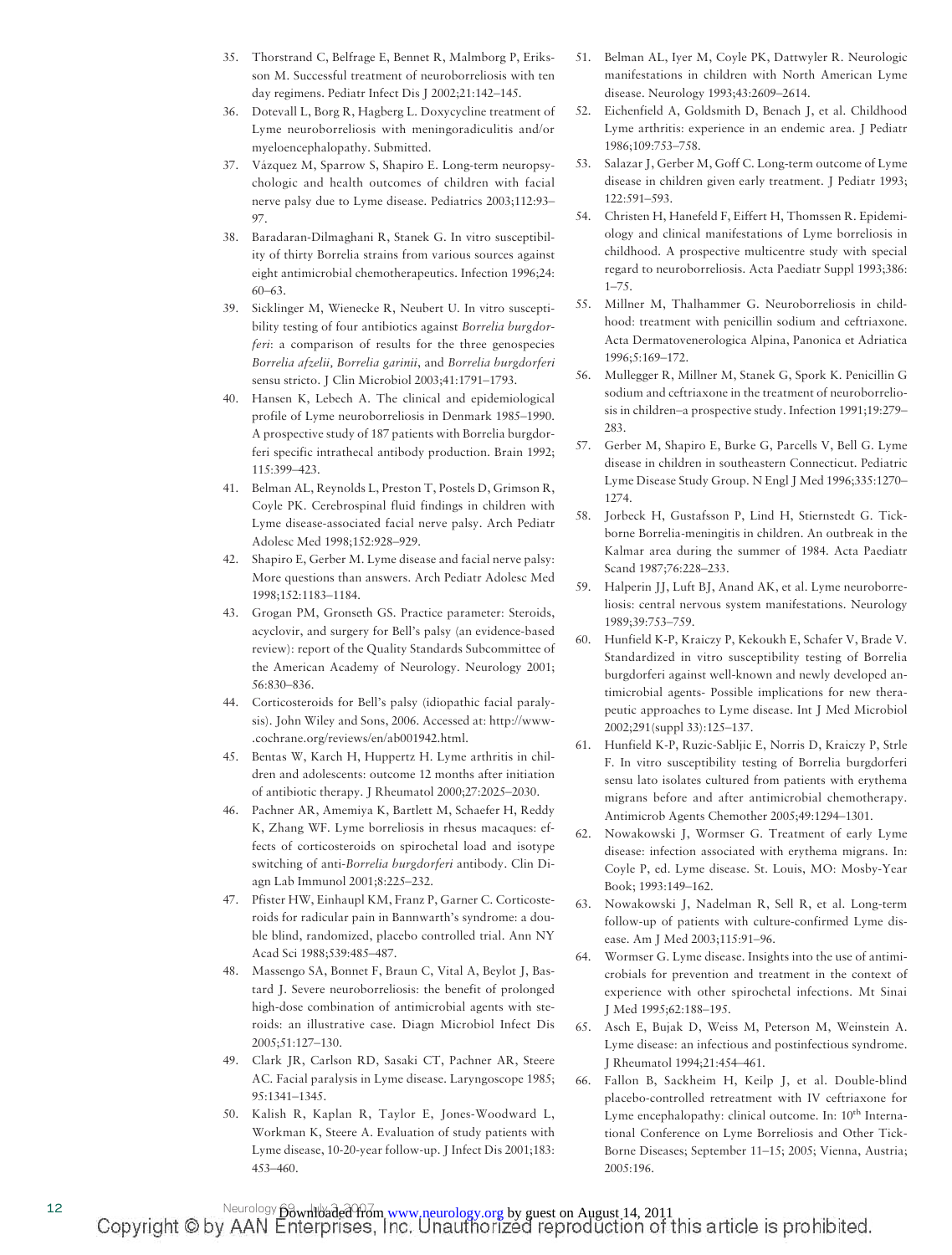35. Thorstrand C, Belfrage E, Bennet R, Malmborg P, Eriksson M. Successful treatment of neuroborreliosis with ten day regimens. Pediatr Infect Dis J 2002;21:142–145.
36. Dotevall L, Borg R, Hagberg L. Doxycycline treatment of Lyme neuroborreliosis with meningoradiculitis and/or myeloencephalopathy. Submitted.
37. Vázquez M, Sparrow S, Shapiro E. Long-term neuropsychologic and health outcomes of children with facial nerve palsy due to Lyme disease. Pediatrics 2003;112:93–97.
38. Baradaran-Dilmaghani R, Stanek G. In vitro susceptibility of thirty Borrelia strains from various sources against eight antimicrobial chemotherapeutics. Infection 1996;24:60–63.
39. Sicklinger M, Wienecke R, Neubert U. In vitro susceptibility testing of four antibiotics against *Borrelia burgdorferi*: a comparison of results for the three genospecies *Borrelia afzelii, Borrelia garinii*, and *Borrelia burgdorferi* sensu stricto. J Clin Microbiol 2003;41:1791–1793.
40. Hansen K, Lebech A. The clinical and epidemiological profile of Lyme neuroborreliosis in Denmark 1985–1990. A prospective study of 187 patients with Borrelia burgdorferi specific intrathecal antibody production. Brain 1992;115:399–423.
41. Belman AL, Reynolds L, Preston T, Postels D, Grimson R, Coyle PK. Cerebrospinal fluid findings in children with Lyme disease-associated facial nerve palsy. Arch Pediatr Adolesc Med 1998;152:928–929.
42. Shapiro E, Gerber M. Lyme disease and facial nerve palsy: More questions than answers. Arch Pediatr Adolesc Med 1998;152:1183–1184.
43. Grogan PM, Gronseth GS. Practice parameter: Steroids, acyclovir, and surgery for Bell's palsy (an evidence-based review): report of the Quality Standards Subcommittee of the American Academy of Neurology. Neurology 2001;56:830–836.
44. Corticosteroids for Bell's palsy (idiopathic facial paralysis). John Wiley and Sons, 2006. Accessed at: http://www.cochrane.org/reviews/en/ab001942.html.
45. Bentas W, Karch H, Huppertz H. Lyme arthritis in children and adolescents: outcome 12 months after initiation of antibiotic therapy. J Rheumatol 2000;27:2025–2030.
46. Pachner AR, Amemiya K, Bartlett M, Schaefer H, Reddy K, Zhang WF. Lyme borreliosis in rhesus macaques: effects of corticosteroids on spirochetal load and isotype switching of anti-*Borrelia burgdorferi* antibody. Clin Diagn Lab Immunol 2001;8:225–232.
47. Pfister HW, Einhaupl KM, Franz P, Garner C. Corticosteroids for radicular pain in Bannwarth's syndrome: a double blind, randomized, placebo controlled trial. Ann NY Acad Sci 1988;539:485–487.
48. Massengo SA, Bonnet F, Braun C, Vital A, Beylot J, Bastard J. Severe neuroborreliosis: the benefit of prolonged high-dose combination of antimicrobial agents with steroids: an illustrative case. Diagn Microbiol Infect Dis 2005;51:127–130.
49. Clark JR, Carlson RD, Sasaki CT, Pachner AR, Steere AC. Facial paralysis in Lyme disease. Laryngoscope 1985;95:1341–1345.
50. Kalish R, Kaplan R, Taylor E, Jones-Woodward L, Workman K, Steere A. Evaluation of study patients with Lyme disease, 10-20-year follow-up. J Infect Dis 2001;183:453–460.
51. Belman AL, Iyer M, Coyle PK, Dattwyler R. Neurologic manifestations in children with North American Lyme disease. Neurology 1993;43:2609–2614.
52. Eichenfield A, Goldsmith D, Benach J, et al. Childhood Lyme arthritis: experience in an endemic area. J Pediatr 1986;109:753–758.
53. Salazar J, Gerber M, Goff C. Long-term outcome of Lyme disease in children given early treatment. J Pediatr 1993;122:591–593.
54. Christen H, Hanefeld F, Eiffert H, Thomssen R. Epidemiology and clinical manifestations of Lyme borreliosis in childhood. A prospective multicentre study with special regard to neuroborreliosis. Acta Paediatr Suppl 1993;386:1–75.
55. Millner M, Thalhammer G. Neuroborreliosis in childhood: treatment with penicillin sodium and ceftriaxone. Acta Dermatovenerologica Alpina, Panonica et Adriatica 1996;5:169–172.
56. Mullegger R, Millner M, Stanek G, Spork K. Penicillin G sodium and ceftriaxone in the treatment of neuroborreliosis in children–a prospective study. Infection 1991;19:279–283.
57. Gerber M, Shapiro E, Burke G, Parcells V, Bell G. Lyme disease in children in southeastern Connecticut. Pediatric Lyme Disease Study Group. N Engl J Med 1996;335:1270–1274.
58. Jorbeck H, Gustafsson P, Lind H, Stiernstedt G. Tick-borne Borrelia-meningitis in children. An outbreak in the Kalmar area during the summer of 1984. Acta Paediatr Scand 1987;76:228–233.
59. Halperin JJ, Luft BJ, Anand AK, et al. Lyme neuroborreliosis: central nervous system manifestations. Neurology 1989;39:753–759.
60. Hunfield K-P, Kraiczy P, Kekoukh E, Schafer V, Brade V. Standardized in vitro susceptibility testing of Borrelia burgdorferi against well-known and newly developed antimicrobial agents- Possible implications for new therapeutic approaches to Lyme disease. Int J Med Microbiol 2002;291(suppl 33):125–137.
61. Hunfield K-P, Ruzic-Sabljic E, Norris D, Kraiczy P, Strle F. In vitro susceptibility testing of Borrelia burgdorferi sensu lato isolates cultured from patients with erythema migrans before and after antimicrobial chemotherapy. Antimicrob Agents Chemother 2005;49:1294–1301.
62. Nowakowski J, Wormser G. Treatment of early Lyme disease: infection associated with erythema migrans. In: Coyle P, ed. Lyme disease. St. Louis, MO: Mosby-Year Book; 1993:149–162.
63. Nowakowski J, Nadelman R, Sell R, et al. Long-term follow-up of patients with culture-confirmed Lyme disease. Am J Med 2003;115:91–96.
64. Wormser G. Lyme disease. Insights into the use of antimicrobials for prevention and treatment in the context of experience with other spirochetal infections. Mt Sinai J Med 1995;62:188–195.
65. Asch E, Bujak D, Weiss M, Peterson M, Weinstein A. Lyme disease: an infectious and postinfectious syndrome. J Rheumatol 1994;21:454–461.
66. Fallon B, Sackheim H, Keilp J, et al. Double-blind placebo-controlled retreatment with IV ceftriaxone for Lyme encephalopathy: clinical outcome. In: 10th International Conference on Lyme Borreliosis and Other Tick-Borne Diseases; September 11–15; 2005; Vienna, Austria; 2005:196.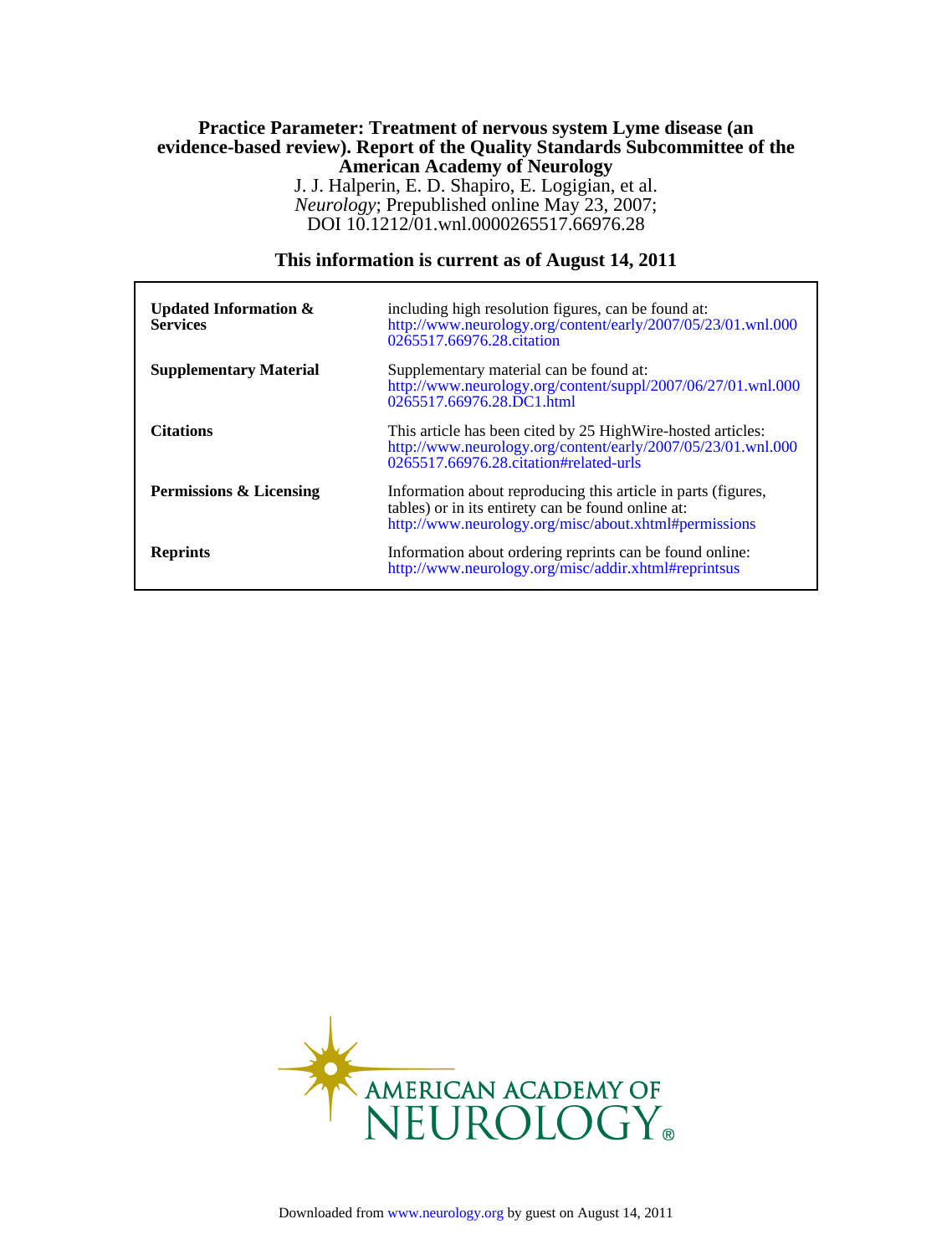**Practice Parameter: Treatment of nervous system Lyme disease (an evidence-based review). Report of the Quality Standards Subcommittee of the American Academy of Neurology**

J. J. Halperin, E. D. Shapiro, E. Logigian, et al.

*Neurology*; Prepublished online May 23, 2007;

DOI 10.1212/01.wnl.0000265517.66976.28

**This information is current as of August 14, 2011**

| | |
|---|---|
| **Updated Information & Services** | including high resolution figures, can be found at: http://www.neurology.org/content/early/2007/05/23/01.wnl.0000265517.66976.28.citation |
| **Supplementary Material** | Supplementary material can be found at: http://www.neurology.org/content/suppl/2007/06/27/01.wnl.0000265517.66976.28.DC1.html |
| **Citations** | This article has been cited by 25 HighWire-hosted articles: http://www.neurology.org/content/early/2007/05/23/01.wnl.0000265517.66976.28.citation#related-urls |
| **Permissions & Licensing** | Information about reproducing this article in parts (figures, tables) or in its entirety can be found online at: http://www.neurology.org/misc/about.xhtml#permissions |
| **Reprints** | Information about ordering reprints can be found online: http://www.neurology.org/misc/addir.xhtml#reprintsus |

AMERICAN ACADEMY OF NEUROLOGY®

Downloaded from www.neurology.org by guest on August 14, 2011